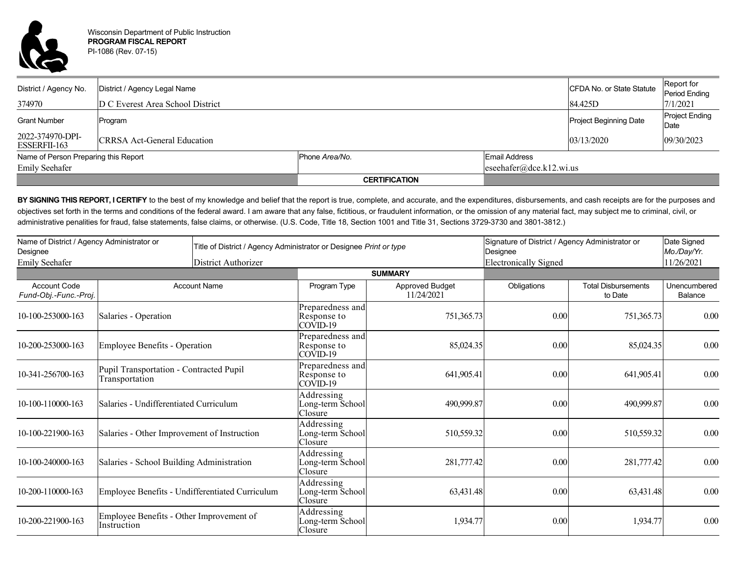Wisconsin Department of Public Instruction
**PROGRAM FISCAL REPORT**
PI-1086 (Rev. 07-15)

| District / Agency No. | District / Agency Legal Name | CFDA No. or State Statute | Report for Period Ending |
|---|---|---|---|
| 374970 | D C Everest Area School District | 84.425D | 7/1/2021 |

| Grant Number | Program | Project Beginning Date | Project Ending Date |
|---|---|---|---|
| 2022-374970-DPI-ESSERFII-163 | CRRSA Act-General Education | 03/13/2020 | 09/30/2023 |

| Name of Person Preparing this Report | Phone *Area/No.* | Email Address |
|---|---|---|
| Emily Seehafer | | eseehafer@dce.k12.wi.us |

## CERTIFICATION

**BY SIGNING THIS REPORT, I CERTIFY** to the best of my knowledge and belief that the report is true, complete, and accurate, and the expenditures, disbursements, and cash receipts are for the purposes and objectives set forth in the terms and conditions of the federal award. I am aware that any false, fictitious, or fraudulent information, or the omission of any material fact, may subject me to criminal, civil, or administrative penalities for fraud, false statements, false claims, or otherwise. (U.S. Code, Title 18, Section 1001 and Title 31, Sections 3729-3730 and 3801-3812.)

| Name of District / Agency Administrator or Designee | Title of District / Agency Administrator or Designee *Print or type* | Signature of District / Agency Administrator or Designee | Date Signed *Mo./Day/Yr.* |
|---|---|---|---|
| Emily Seehafer | District Authorizer | Electronically Signed | 11/26/2021 |

## SUMMARY

| Account Code *Fund-Obj.-Func.-Proj.* | Account Name | Program Type | Approved Budget 11/24/2021 | Obligations | Total Disbursements to Date | Unencumbered Balance |
|---|---|---|---|---|---|---|
| 10-100-253000-163 | Salaries - Operation | Preparedness and Response to COVID-19 | 751,365.73 | 0.00 | 751,365.73 | 0.00 |
| 10-200-253000-163 | Employee Benefits - Operation | Preparedness and Response to COVID-19 | 85,024.35 | 0.00 | 85,024.35 | 0.00 |
| 10-341-256700-163 | Pupil Transportation - Contracted Pupil Transportation | Preparedness and Response to COVID-19 | 641,905.41 | 0.00 | 641,905.41 | 0.00 |
| 10-100-110000-163 | Salaries - Undifferentiated Curriculum | Addressing Long-term School Closure | 490,999.87 | 0.00 | 490,999.87 | 0.00 |
| 10-100-221900-163 | Salaries - Other Improvement of Instruction | Addressing Long-term School Closure | 510,559.32 | 0.00 | 510,559.32 | 0.00 |
| 10-100-240000-163 | Salaries - School Building Administration | Addressing Long-term School Closure | 281,777.42 | 0.00 | 281,777.42 | 0.00 |
| 10-200-110000-163 | Employee Benefits - Undifferentiated Curriculum | Addressing Long-term School Closure | 63,431.48 | 0.00 | 63,431.48 | 0.00 |
| 10-200-221900-163 | Employee Benefits - Other Improvement of Instruction | Addressing Long-term School Closure | 1,934.77 | 0.00 | 1,934.77 | 0.00 |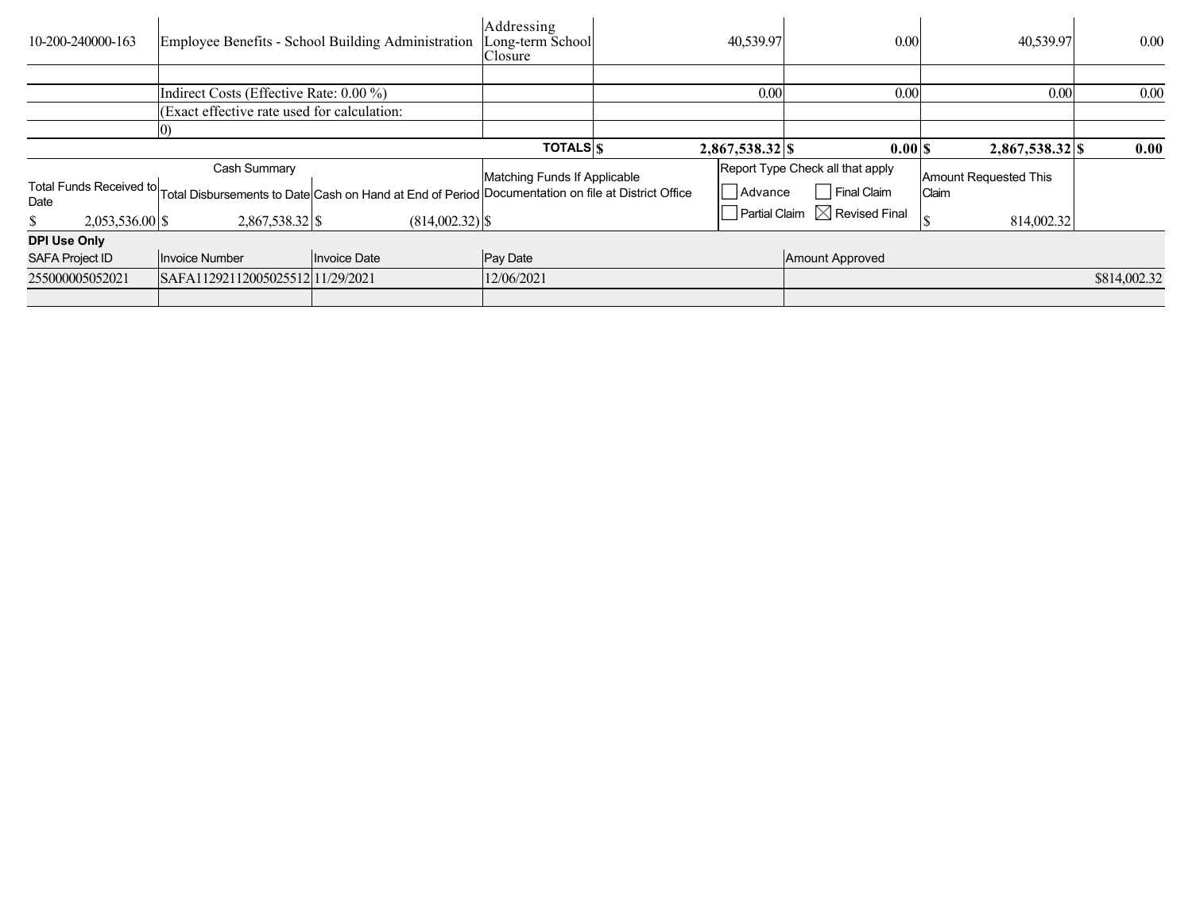| | | | | | | | |
|---|---|---|---|---|---|---|---|
| 10-200-240000-163 | Employee Benefits - School Building Administration | Addressing Long-term School Closure | | 40,539.97 | 0.00 | 40,539.97 | 0.00 |
| | | | | | | | |
| | Indirect Costs (Effective Rate: 0.00 %) | | | 0.00 | 0.00 | 0.00 | 0.00 |
| | (Exact effective rate used for calculation: | | | | | | |
| | 0) | | | | | | |
| | | | **TOTALS** | **$ 2,867,538.32** | **$ 0.00** | **$ 2,867,538.32** | **$ 0.00** |

| Cash Summary | | | | | |
|---|---|---|---|---|---|
| Total Funds Received to Date | Total Disbursements to Date | Cash on Hand at End of Period | Matching Funds If Applicable Documentation on file at District Office | Report Type Check all that apply | Amount Requested This Claim |
| $ 2,053,536.00 | $ 2,867,538.32 | $ (814,002.32) | $ | ☐ Advance ☐ Final Claim ☐ Partial Claim ☒ Revised Final | $ 814,002.32 |

**DPI Use Only**

| SAFA Project ID | Invoice Number | Invoice Date | Pay Date | Amount Approved |
|---|---|---|---|---|
| 255000005052021 | SAFA11292112005025512 | 11/29/2021 | 12/06/2021 | $814,002.32 |
| | | | | |